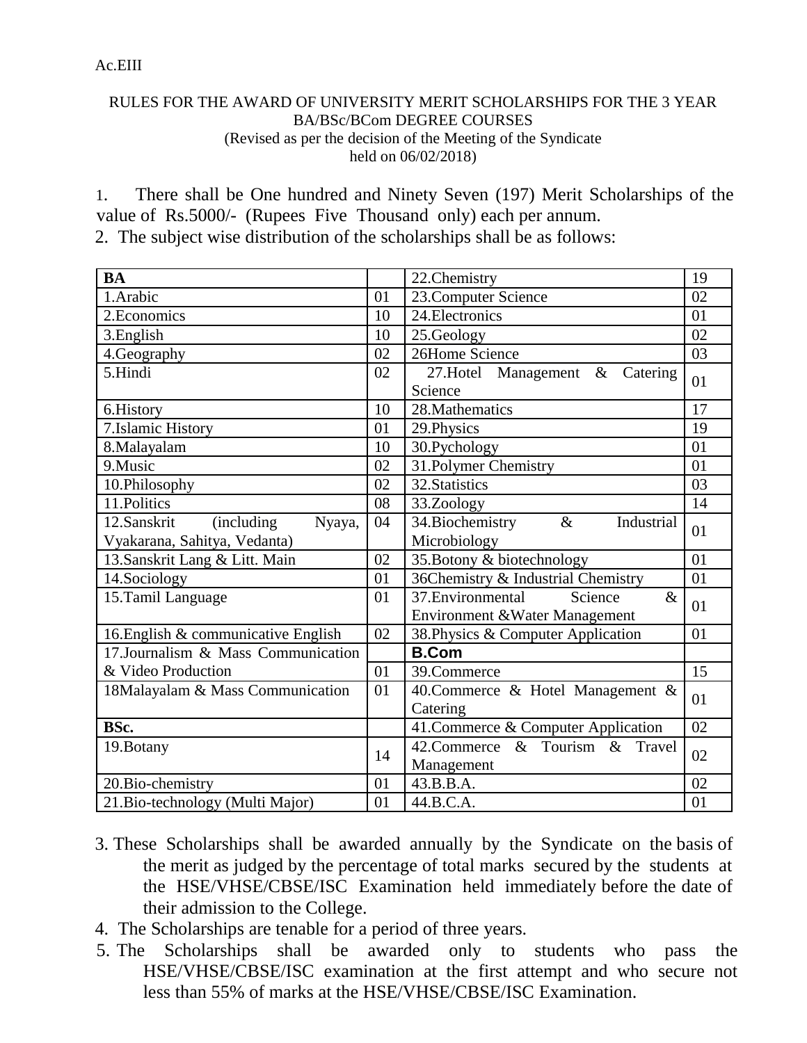Ac.EIII

RULES FOR THE AWARD OF UNIVERSITY MERIT SCHOLARSHIPS FOR THE 3 YEAR BA/BSc/BCom DEGREE COURSES
(Revised as per the decision of the Meeting of the Syndicate held on 06/02/2018)

1. There shall be One hundred and Ninety Seven (197) Merit Scholarships of the value of Rs.5000/- (Rupees Five Thousand only) each per annum.
2. The subject wise distribution of the scholarships shall be as follows:

| **BA** | | 22.Chemistry | 19 |
|---|---|---|---|
| 1.Arabic | 01 | 23.Computer Science | 02 |
| 2.Economics | 10 | 24.Electronics | 01 |
| 3.English | 10 | 25.Geology | 02 |
| 4.Geography | 02 | 26Home Science | 03 |
| 5.Hindi | 02 | 27.Hotel Management & Catering Science | 01 |
| 6.History | 10 | 28.Mathematics | 17 |
| 7.Islamic History | 01 | 29.Physics | 19 |
| 8.Malayalam | 10 | 30.Pychology | 01 |
| 9.Music | 02 | 31.Polymer Chemistry | 01 |
| 10.Philosophy | 02 | 32.Statistics | 03 |
| 11.Politics | 08 | 33.Zoology | 14 |
| 12.Sanskrit (including Nyaya, Vyakarana, Sahitya, Vedanta) | 04 | 34.Biochemistry & Industrial Microbiology | 01 |
| 13.Sanskrit Lang & Litt. Main | 02 | 35.Botony & biotechnology | 01 |
| 14.Sociology | 01 | 36Chemistry & Industrial Chemistry | 01 |
| 15.Tamil Language | 01 | 37.Environmental Science & Environment &Water Management | 01 |
| 16.English & communicative English | 02 | 38.Physics & Computer Application | 01 |
| 17.Journalism & Mass Communication & Video Production | | **B.Com** | |
| | 01 | 39.Commerce | 15 |
| 18Malayalam & Mass Communication | 01 | 40.Commerce & Hotel Management & Catering | 01 |
| **BSc.** | | 41.Commerce & Computer Application | 02 |
| 19.Botany | 14 | 42.Commerce & Tourism & Travel Management | 02 |
| 20.Bio-chemistry | 01 | 43.B.B.A. | 02 |
| 21.Bio-technology (Multi Major) | 01 | 44.B.C.A. | 01 |

3. These Scholarships shall be awarded annually by the Syndicate on the basis of the merit as judged by the percentage of total marks secured by the students at the HSE/VHSE/CBSE/ISC Examination held immediately before the date of their admission to the College.
4. The Scholarships are tenable for a period of three years.
5. The Scholarships shall be awarded only to students who pass the HSE/VHSE/CBSE/ISC examination at the first attempt and who secure not less than 55% of marks at the HSE/VHSE/CBSE/ISC Examination.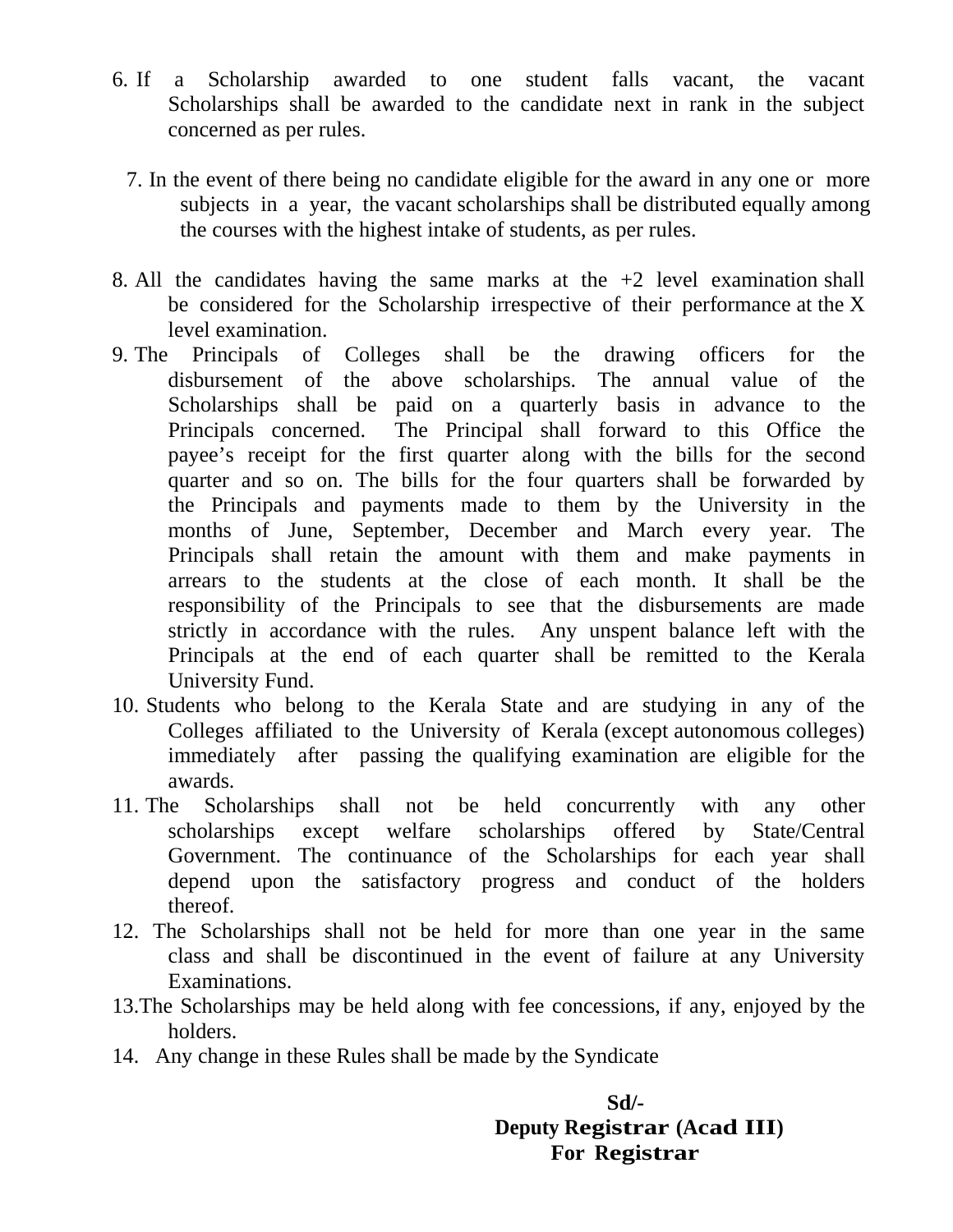6. If a Scholarship awarded to one student falls vacant, the vacant Scholarships shall be awarded to the candidate next in rank in the subject concerned as per rules.

7. In the event of there being no candidate eligible for the award in any one or more subjects in a year, the vacant scholarships shall be distributed equally among the courses with the highest intake of students, as per rules.

8. All the candidates having the same marks at the +2 level examination shall be considered for the Scholarship irrespective of their performance at the X level examination.
9. The Principals of Colleges shall be the drawing officers for the disbursement of the above scholarships. The annual value of the Scholarships shall be paid on a quarterly basis in advance to the Principals concerned. The Principal shall forward to this Office the payee's receipt for the first quarter along with the bills for the second quarter and so on. The bills for the four quarters shall be forwarded by the Principals and payments made to them by the University in the months of June, September, December and March every year. The Principals shall retain the amount with them and make payments in arrears to the students at the close of each month. It shall be the responsibility of the Principals to see that the disbursements are made strictly in accordance with the rules. Any unspent balance left with the Principals at the end of each quarter shall be remitted to the Kerala University Fund.
10. Students who belong to the Kerala State and are studying in any of the Colleges affiliated to the University of Kerala (except autonomous colleges) immediately after passing the qualifying examination are eligible for the awards.
11. The Scholarships shall not be held concurrently with any other scholarships except welfare scholarships offered by State/Central Government. The continuance of the Scholarships for each year shall depend upon the satisfactory progress and conduct of the holders thereof.
12. The Scholarships shall not be held for more than one year in the same class and shall be discontinued in the event of failure at any University Examinations.
13. The Scholarships may be held along with fee concessions, if any, enjoyed by the holders.
14. Any change in these Rules shall be made by the Syndicate

**Sd/-**
**Deputy Registrar (Acad III)**
**For Registrar**